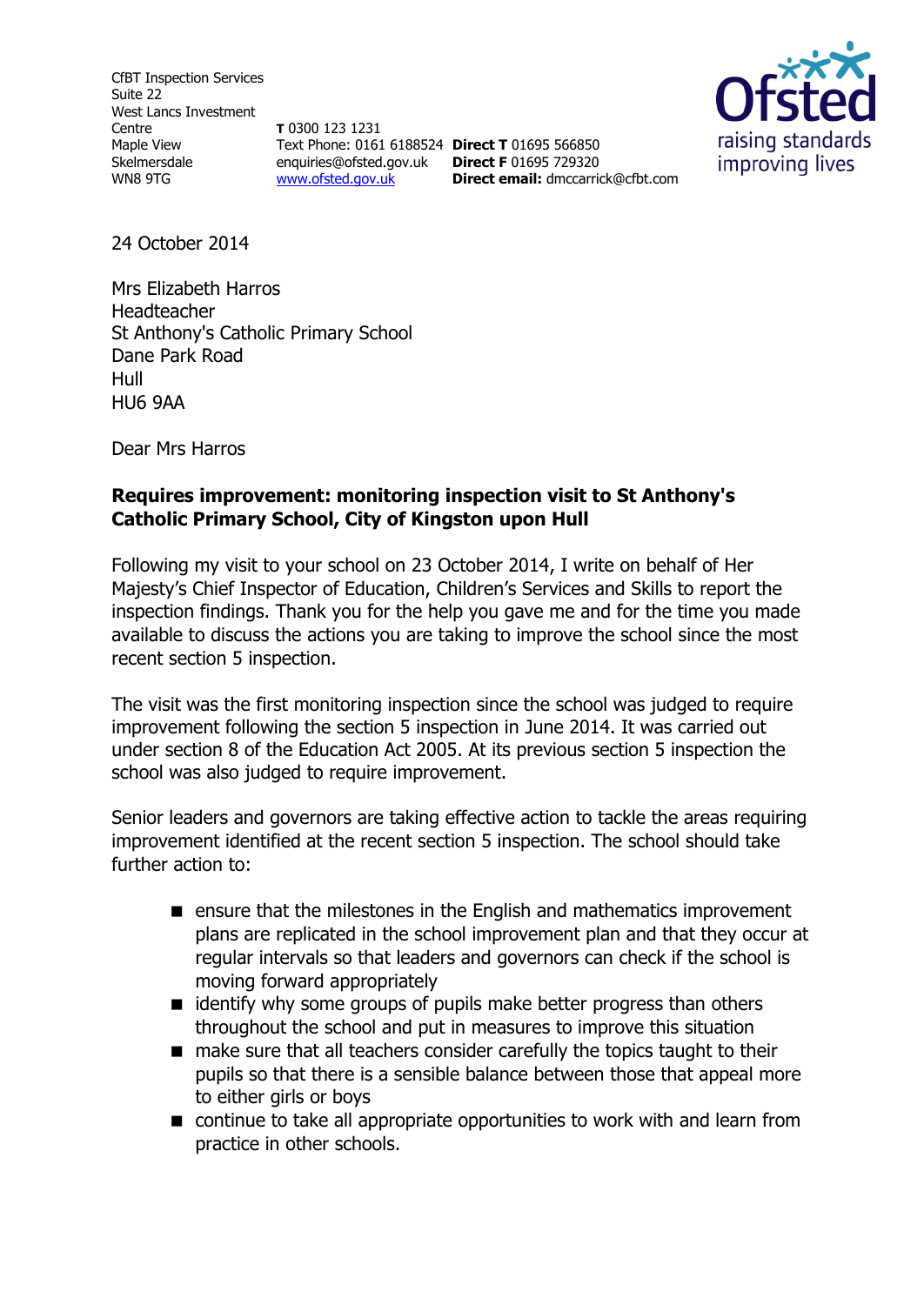CfBT Inspection Services
Suite 22
West Lancs Investment Centre
Maple View
Skelmersdale
WN8 9TG

**T** 0300 123 1231
Text Phone: 0161 6188524
enquiries@ofsted.gov.uk
www.ofsted.gov.uk

**Direct T** 01695 566850
**Direct F** 01695 729320
**Direct email:** dmccarrick@cfbt.com

Ofsted
raising standards
improving lives

24 October 2014

Mrs Elizabeth Harros
Headteacher
St Anthony's Catholic Primary School
Dane Park Road
Hull
HU6 9AA

Dear Mrs Harros

**Requires improvement: monitoring inspection visit to St Anthony's Catholic Primary School, City of Kingston upon Hull**

Following my visit to your school on 23 October 2014, I write on behalf of Her Majesty's Chief Inspector of Education, Children's Services and Skills to report the inspection findings. Thank you for the help you gave me and for the time you made available to discuss the actions you are taking to improve the school since the most recent section 5 inspection.

The visit was the first monitoring inspection since the school was judged to require improvement following the section 5 inspection in June 2014. It was carried out under section 8 of the Education Act 2005. At its previous section 5 inspection the school was also judged to require improvement.

Senior leaders and governors are taking effective action to tackle the areas requiring improvement identified at the recent section 5 inspection. The school should take further action to:

- ensure that the milestones in the English and mathematics improvement plans are replicated in the school improvement plan and that they occur at regular intervals so that leaders and governors can check if the school is moving forward appropriately
- identify why some groups of pupils make better progress than others throughout the school and put in measures to improve this situation
- make sure that all teachers consider carefully the topics taught to their pupils so that there is a sensible balance between those that appeal more to either girls or boys
- continue to take all appropriate opportunities to work with and learn from practice in other schools.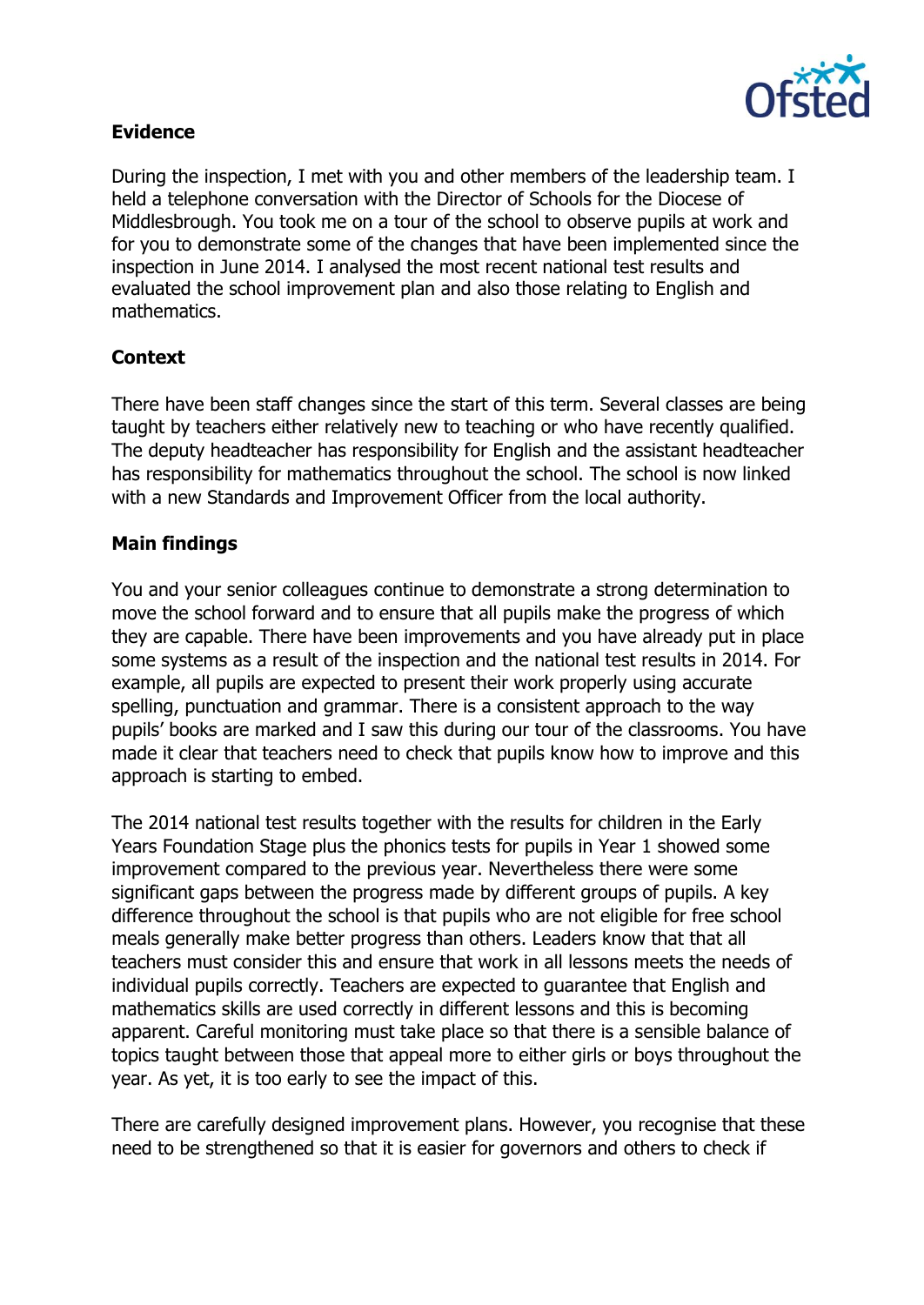## Evidence

During the inspection, I met with you and other members of the leadership team. I held a telephone conversation with the Director of Schools for the Diocese of Middlesbrough. You took me on a tour of the school to observe pupils at work and for you to demonstrate some of the changes that have been implemented since the inspection in June 2014. I analysed the most recent national test results and evaluated the school improvement plan and also those relating to English and mathematics.

## Context

There have been staff changes since the start of this term. Several classes are being taught by teachers either relatively new to teaching or who have recently qualified. The deputy headteacher has responsibility for English and the assistant headteacher has responsibility for mathematics throughout the school. The school is now linked with a new Standards and Improvement Officer from the local authority.

## Main findings

You and your senior colleagues continue to demonstrate a strong determination to move the school forward and to ensure that all pupils make the progress of which they are capable. There have been improvements and you have already put in place some systems as a result of the inspection and the national test results in 2014. For example, all pupils are expected to present their work properly using accurate spelling, punctuation and grammar. There is a consistent approach to the way pupils' books are marked and I saw this during our tour of the classrooms. You have made it clear that teachers need to check that pupils know how to improve and this approach is starting to embed.

The 2014 national test results together with the results for children in the Early Years Foundation Stage plus the phonics tests for pupils in Year 1 showed some improvement compared to the previous year. Nevertheless there were some significant gaps between the progress made by different groups of pupils. A key difference throughout the school is that pupils who are not eligible for free school meals generally make better progress than others. Leaders know that that all teachers must consider this and ensure that work in all lessons meets the needs of individual pupils correctly. Teachers are expected to guarantee that English and mathematics skills are used correctly in different lessons and this is becoming apparent. Careful monitoring must take place so that there is a sensible balance of topics taught between those that appeal more to either girls or boys throughout the year. As yet, it is too early to see the impact of this.

There are carefully designed improvement plans. However, you recognise that these need to be strengthened so that it is easier for governors and others to check if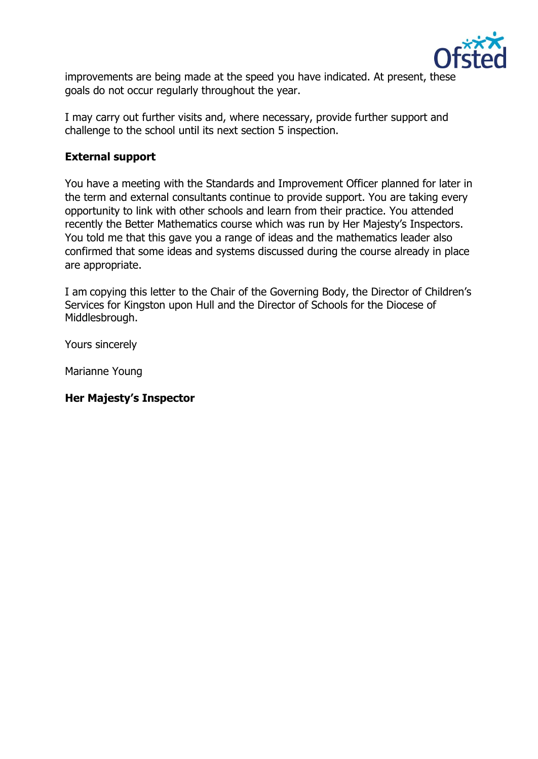improvements are being made at the speed you have indicated. At present, these goals do not occur regularly throughout the year.

I may carry out further visits and, where necessary, provide further support and challenge to the school until its next section 5 inspection.

**External support**

You have a meeting with the Standards and Improvement Officer planned for later in the term and external consultants continue to provide support. You are taking every opportunity to link with other schools and learn from their practice. You attended recently the Better Mathematics course which was run by Her Majesty's Inspectors. You told me that this gave you a range of ideas and the mathematics leader also confirmed that some ideas and systems discussed during the course already in place are appropriate.

I am copying this letter to the Chair of the Governing Body, the Director of Children's Services for Kingston upon Hull and the Director of Schools for the Diocese of Middlesbrough.

Yours sincerely

Marianne Young

**Her Majesty's Inspector**